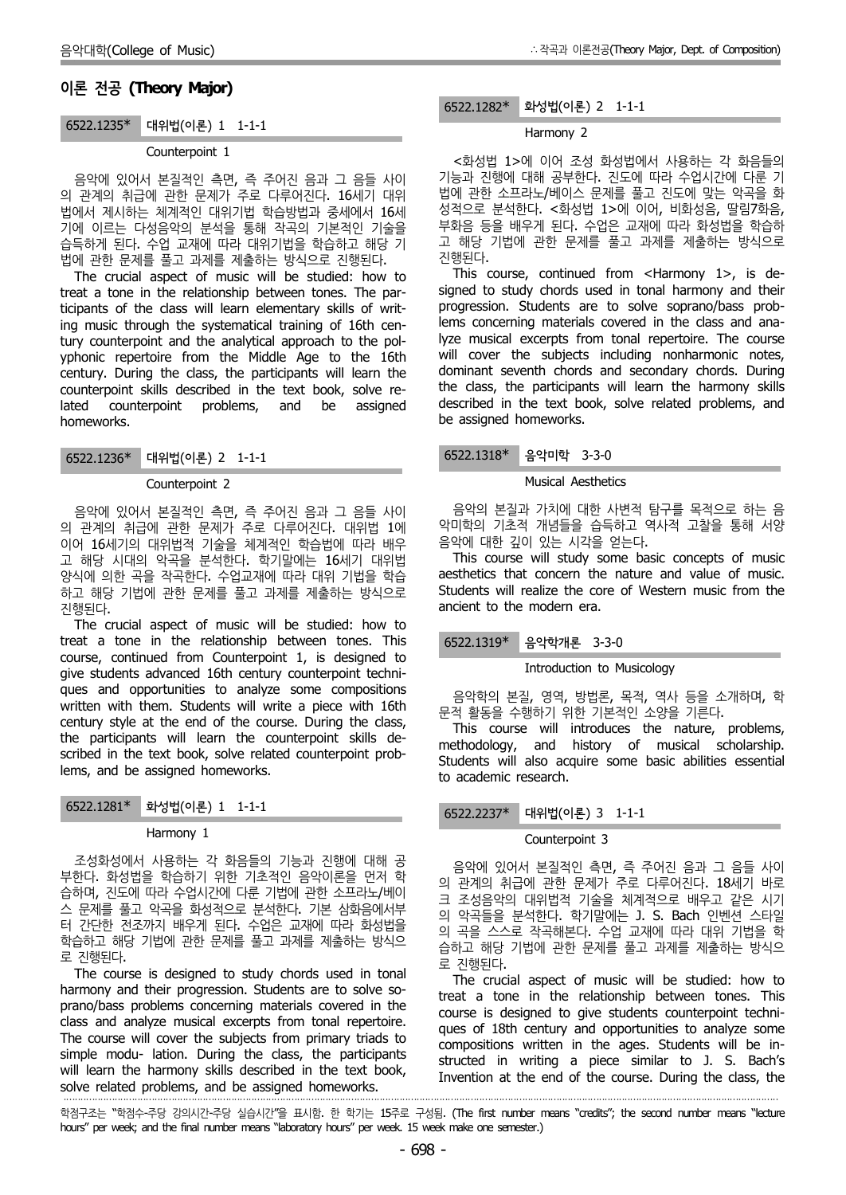## 이론 전공 (Theory Major)

### 6522.1235* 대위법(이론) 1 1-1-1

Counterpoint 1

음악에 있어서 본질적인 측면, 즉 주어진 음과 그 음들 사이의 관계의 취급에 관한 문제가 주로 다루어진다. 16세기 대위법에서 제시하는 체계적인 대위기법 학습방법과 중세에서 16세기에 이르는 다성음악의 분석을 통해 작곡의 기본적인 기술을 습득하게 된다. 수업 교재에 따라 대위기법을 학습하고 해당 기법에 관한 문제를 풀고 과제를 제출하는 방식으로 진행된다.

The crucial aspect of music will be studied: how to treat a tone in the relationship between tones. The participants of the class will learn elementary skills of writing music through the systematical training of 16th century counterpoint and the analytical approach to the polyphonic repertoire from the Middle Age to the 16th century. During the class, the participants will learn the counterpoint skills described in the text book, solve related counterpoint problems, and be assigned homeworks.

### 6522.1236* 대위법(이론) 2 1-1-1

Counterpoint 2

음악에 있어서 본질적인 측면, 즉 주어진 음과 그 음들 사이의 관계의 취급에 관한 문제가 주로 다루어진다. 대위법 1에 이어 16세기의 대위법적 기술을 체계적인 학습법에 따라 배우고 해당 시대의 악곡을 분석한다. 학기말에는 16세기 대위법 양식에 의한 곡을 작곡한다. 수업교재에 따라 대위 기법을 학습하고 해당 기법에 관한 문제를 풀고 과제를 제출하는 방식으로 진행된다.

The crucial aspect of music will be studied: how to treat a tone in the relationship between tones. This course, continued from Counterpoint 1, is designed to give students advanced 16th century counterpoint techniques and opportunities to analyze some compositions written with them. Students will write a piece with 16th century style at the end of the course. During the class, the participants will learn the counterpoint skills described in the text book, solve related counterpoint problems, and be assigned homeworks.

### 6522.1281* 화성법(이론) 1 1-1-1

Harmony 1

조성화성에서 사용하는 각 화음들의 기능과 진행에 대해 공부한다. 화성법을 학습하기 위한 기초적인 음악이론을 먼저 학습하며, 진도에 따라 수업시간에 다룬 기법에 관한 소프라노/베이스 문제를 풀고 악곡을 화성적으로 분석한다. 기본 삼화음에서부터 간단한 전조까지 배우게 된다. 수업은 교재에 따라 화성법을 학습하고 해당 기법에 관한 문제를 풀고 과제를 제출하는 방식으로 진행된다.

The course is designed to study chords used in tonal harmony and their progression. Students are to solve soprano/bass problems concerning materials covered in the class and analyze musical excerpts from tonal repertoire. The course will cover the subjects from primary triads to simple modu- lation. During the class, the participants will learn the harmony skills described in the text book, solve related problems, and be assigned homeworks.

### 6522.1282* 화성법(이론) 2 1-1-1

Harmony 2

<화성법 1>에 이어 조성 화성법에서 사용하는 각 화음들의 기능과 진행에 대해 공부한다. 진도에 따라 수업시간에 다룬 기법에 관한 소프라노/베이스 문제를 풀고 진도에 맞는 악곡을 화성적으로 분석한다. <화성법 1>에 이어, 비화성음, 딸림7화음, 부화음 등을 배우게 된다. 수업은 교재에 따라 화성법을 학습하고 해당 기법에 관한 문제를 풀고 과제를 제출하는 방식으로 진행된다.

This course, continued from <Harmony 1>, is designed to study chords used in tonal harmony and their progression. Students are to solve soprano/bass problems concerning materials covered in the class and analyze musical excerpts from tonal repertoire. The course will cover the subjects including nonharmonic notes, dominant seventh chords and secondary chords. During the class, the participants will learn the harmony skills described in the text book, solve related problems, and be assigned homeworks.

### 6522.1318* 음악미학 3-3-0

Musical Aesthetics

음악의 본질과 가치에 대한 사변적 탐구를 목적으로 하는 음악미학의 기초적 개념들을 습득하고 역사적 고찰을 통해 서양 음악에 대한 깊이 있는 시각을 얻는다.

This course will study some basic concepts of music aesthetics that concern the nature and value of music. Students will realize the core of Western music from the ancient to the modern era.

### 6522.1319* 음악학개론 3-3-0

Introduction to Musicology

음악학의 본질, 영역, 방법론, 목적, 역사 등을 소개하며, 학문적 활동을 수행하기 위한 기본적인 소양을 기른다.

This course will introduces the nature, problems, methodology, and history of musical scholarship. Students will also acquire some basic abilities essential to academic research.

### 6522.2237* 대위법(이론) 3 1-1-1

Counterpoint 3

음악에 있어서 본질적인 측면, 즉 주어진 음과 그 음들 사이의 관계의 취급에 관한 문제가 주로 다루어진다. 18세기 바로크 조성음악의 대위법적 기술을 체계적으로 배우고 같은 시기의 악곡들을 분석한다. 학기말에는 J. S. Bach 인벤션 스타일의 곡을 스스로 작곡해본다. 수업 교재에 따라 대위 기법을 학습하고 해당 기법에 관한 문제를 풀고 과제를 제출하는 방식으로 진행된다.

The crucial aspect of music will be studied: how to treat a tone in the relationship between tones. This course is designed to give students counterpoint techniques of 18th century and opportunities to analyze some compositions written in the ages. Students will be instructed in writing a piece similar to J. S. Bach's Invention at the end of the course. During the class, the

학점구조는 "학점수-주당 강의시간-주당 실습시간"을 표시함. 한 학기는 15주로 구성됨. (The first number means "credits"; the second number means "lecture hours" per week; and the final number means "laboratory hours" per week. 15 week make one semester.)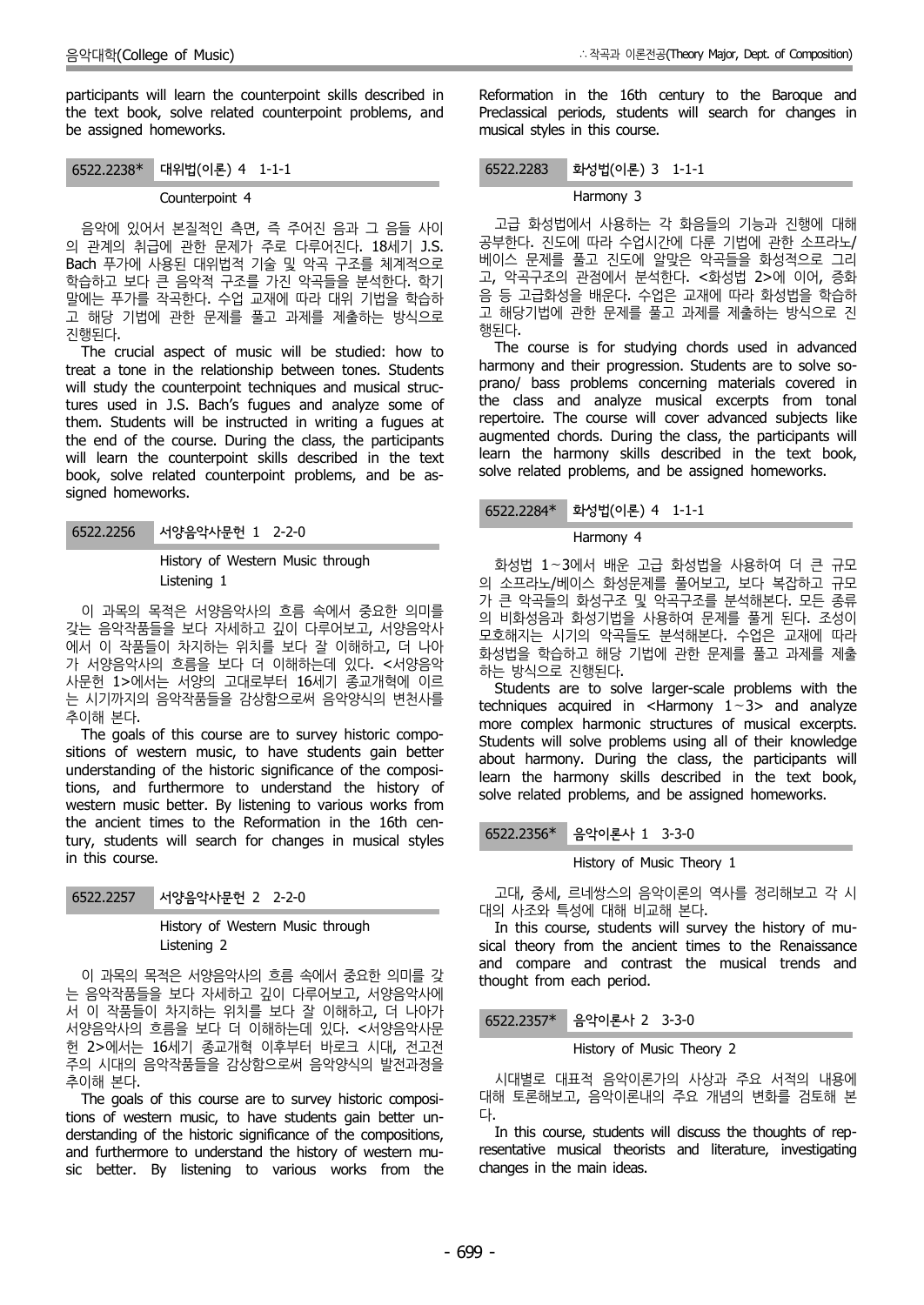participants will learn the counterpoint skills described in the text book, solve related counterpoint problems, and be assigned homeworks.

### 6522.2238* 대위법(이론) 4 1-1-1

**Counterpoint 4**

음악에 있어서 본질적인 측면, 즉 주어진 음과 그 음들 사이의 관계의 취급에 관한 문제가 주로 다루어진다. 18세기 J.S. Bach 푸가에 사용된 대위법적 기술 및 악곡 구조를 체계적으로 학습하고 보다 큰 음악적 구조를 가진 악곡들을 분석한다. 학기 말에는 푸가를 작곡한다. 수업 교재에 따라 대위 기법을 학습하고 해당 기법에 관한 문제를 풀고 과제를 제출하는 방식으로 진행된다.

The crucial aspect of music will be studied: how to treat a tone in the relationship between tones. Students will study the counterpoint techniques and musical structures used in J.S. Bach's fugues and analyze some of them. Students will be instructed in writing a fugues at the end of the course. During the class, the participants will learn the counterpoint skills described in the text book, solve related counterpoint problems, and be assigned homeworks.

### 6522.2256 서양음악사문헌 1 2-2-0

**History of Western Music through Listening 1**

이 과목의 목적은 서양음악사의 흐름 속에서 중요한 의미를 갖는 음악작품들을 보다 자세하고 깊이 다루어보고, 서양음악사에서 이 작품들이 차지하는 위치를 보다 잘 이해하고, 더 나아가 서양음악사의 흐름을 보다 더 이해하는데 있다. <서양음악사문헌 1>에서는 서양의 고대로부터 16세기 종교개혁에 이르는 시기까지의 음악작품들을 감상함으로써 음악양식의 변천사를 추이해 본다.

The goals of this course are to survey historic compositions of western music, to have students gain better understanding of the historic significance of the compositions, and furthermore to understand the history of western music better. By listening to various works from the ancient times to the Reformation in the 16th century, students will search for changes in musical styles in this course.

### 6522.2257 서양음악사문헌 2 2-2-0

**History of Western Music through Listening 2**

이 과목의 목적은 서양음악사의 흐름 속에서 중요한 의미를 갖는 음악작품들을 보다 자세하고 깊이 다루어보고, 서양음악사에서 이 작품들이 차지하는 위치를 보다 잘 이해하고, 더 나아가 서양음악사의 흐름을 보다 더 이해하는데 있다. <서양음악사문헌 2>에서는 16세기 종교개혁 이후부터 바로크 시대, 전고전주의 시대의 음악작품들을 감상함으로써 음악양식의 발전과정을 추이해 본다.

The goals of this course are to survey historic compositions of western music, to have students gain better understanding of the historic significance of the compositions, and furthermore to understand the history of western music better. By listening to various works from the Reformation in the 16th century to the Baroque and Preclassical periods, students will search for changes in musical styles in this course.

### 6522.2283 화성법(이론) 3 1-1-1

**Harmony 3**

고급 화성법에서 사용하는 각 화음들의 기능과 진행에 대해 공부한다. 진도에 따라 수업시간에 다룬 기법에 관한 소프라노/베이스 문제를 풀고 진도에 알맞은 악곡들을 화성적으로 그리고, 악곡구조의 관점에서 분석한다. <화성법 2>에 이어, 증화음 등 고급화성을 배운다. 수업은 교재에 따라 화성법을 학습하고 해당기법에 관한 문제를 풀고 과제를 제출하는 방식으로 진행된다.

The course is for studying chords used in advanced harmony and their progression. Students are to solve soprano/ bass problems concerning materials covered in the class and analyze musical excerpts from tonal repertoire. The course will cover advanced subjects like augmented chords. During the class, the participants will learn the harmony skills described in the text book, solve related problems, and be assigned homeworks.

### 6522.2284* 화성법(이론) 4 1-1-1

**Harmony 4**

화성법 1~3에서 배운 고급 화성법을 사용하여 더 큰 규모의 소프라노/베이스 화성문제를 풀어보고, 보다 복잡하고 규모가 큰 악곡들의 화성구조 및 악곡구조를 분석해본다. 모든 종류의 비화성음과 화성기법을 사용하여 문제를 풀게 된다. 조성이 모호해지는 시기의 악곡들도 분석해본다. 수업은 교재에 따라 화성법을 학습하고 해당 기법에 관한 문제를 풀고 과제를 제출하는 방식으로 진행된다.

Students are to solve larger-scale problems with the techniques acquired in <Harmony 1~3> and analyze more complex harmonic structures of musical excerpts. Students will solve problems using all of their knowledge about harmony. During the class, the participants will learn the harmony skills described in the text book, solve related problems, and be assigned homeworks.

### 6522.2356* 음악이론사 1 3-3-0

**History of Music Theory 1**

고대, 중세, 르네쌍스의 음악이론의 역사를 정리해보고 각 시대의 사조와 특성에 대해 비교해 본다.

In this course, students will survey the history of musical theory from the ancient times to the Renaissance and compare and contrast the musical trends and thought from each period.

### 6522.2357* 음악이론사 2 3-3-0

**History of Music Theory 2**

시대별로 대표적 음악이론가의 사상과 주요 서적의 내용에 대해 토론해보고, 음악이론내의 주요 개념의 변화를 검토해 본다.

In this course, students will discuss the thoughts of representative musical theorists and literature, investigating changes in the main ideas.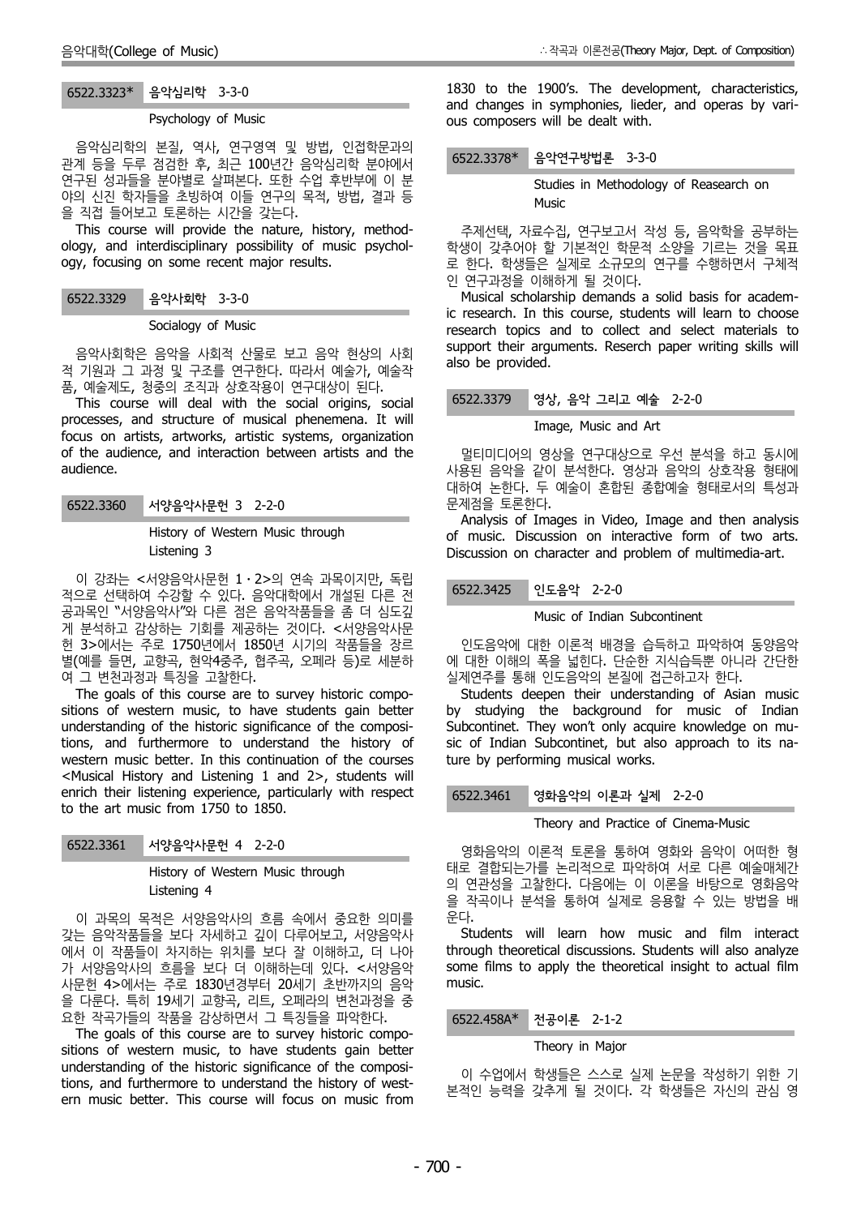### 6522.3323* 음악심리학 3-3-0

Psychology of Music

음악심리학의 본질, 역사, 연구영역 및 방법, 인접학문과의 관계 등을 두루 점검한 후, 최근 100년간 음악심리학 분야에서 연구된 성과들을 분야별로 살펴본다. 또한 수업 후반부에 이 분야의 신진 학자들을 초빙하여 이들 연구의 목적, 방법, 결과 등을 직접 들어보고 토론하는 시간을 갖는다.

This course will provide the nature, history, methodology, and interdisciplinary possibility of music psychology, focusing on some recent major results.

### 6522.3329 음악사회학 3-3-0

Socialogy of Music

음악사회학은 음악을 사회적 산물로 보고 음악 현상의 사회적 기원과 그 과정 및 구조를 연구한다. 따라서 예술가, 예술작품, 예술제도, 청중의 조직과 상호작용이 연구대상이 된다.

This course will deal with the social origins, social processes, and structure of musical phenemena. It will focus on artists, artworks, artistic systems, organization of the audience, and interaction between artists and the audience.

### 6522.3360 서양음악사문헌 3 2-2-0

History of Western Music through Listening 3

이 강좌는 <서양음악사문헌 1·2>의 연속 과목이지만, 독립적으로 선택하여 수강할 수 있다. 음악대학에서 개설된 다른 전공과목인 "서양음악사"와 다른 점은 음악작품들을 좀 더 심도깊게 분석하고 감상하는 기회를 제공하는 것이다. <서양음악사문헌 3>에서는 주로 1750년에서 1850년 시기의 작품들을 장르별(예를 들면, 교향곡, 현악4중주, 협주곡, 오페라 등)로 세분하여 그 변천과정과 특징을 고찰한다.

The goals of this course are to survey historic compositions of western music, to have students gain better understanding of the historic significance of the compositions, and furthermore to understand the history of western music better. In this continuation of the courses <Musical History and Listening 1 and 2>, students will enrich their listening experience, particularly with respect to the art music from 1750 to 1850.

### 6522.3361 서양음악사문헌 4 2-2-0

History of Western Music through Listening 4

이 과목의 목적은 서양음악사의 흐름 속에서 중요한 의미를 갖는 음악작품들을 보다 자세하고 깊이 다루어보고, 서양음악사에서 이 작품들이 차지하는 위치를 보다 잘 이해하고, 더 나아가 서양음악사의 흐름을 보다 더 이해하는데 있다. <서양음악사문헌 4>에서는 주로 1830년경부터 20세기 초반까지의 음악을 다룬다. 특히 19세기 교향곡, 리트, 오페라의 변천과정을 중요한 작곡가들의 작품을 감상하면서 그 특징들을 파악한다.

The goals of this course are to survey historic compositions of western music, to have students gain better understanding of the historic significance of the compositions, and furthermore to understand the history of western music better. This course will focus on music from 1830 to the 1900's. The development, characteristics, and changes in symphonies, lieder, and operas by various composers will be dealt with.

### 6522.3378* 음악연구방법론 3-3-0

Studies in Methodology of Reasearch on Music

주제선택, 자료수집, 연구보고서 작성 등, 음악학을 공부하는 학생이 갖추어야 할 기본적인 학문적 소양을 기르는 것을 목표로 한다. 학생들은 실제로 소규모의 연구를 수행하면서 구체적인 연구과정을 이해하게 될 것이다.

Musical scholarship demands a solid basis for academic research. In this course, students will learn to choose research topics and to collect and select materials to support their arguments. Reserch paper writing skills will also be provided.

### 6522.3379 영상, 음악 그리고 예술 2-2-0

Image, Music and Art

멀티미디어의 영상을 연구대상으로 우선 분석을 하고 동시에 사용된 음악을 같이 분석한다. 영상과 음악의 상호작용 형태에 대하여 논한다. 두 예술이 혼합된 종합예술 형태로서의 특성과 문제점을 토론한다.

Analysis of Images in Video, Image and then analysis of music. Discussion on interactive form of two arts. Discussion on character and problem of multimedia-art.

### 6522.3425 인도음악 2-2-0

Music of Indian Subcontinent

인도음악에 대한 이론적 배경을 습득하고 파악하여 동양음악에 대한 이해의 폭을 넓힌다. 단순한 지식습득뿐 아니라 간단한 실제연주를 통해 인도음악의 본질에 접근하고자 한다.

Students deepen their understanding of Asian music by studying the background for music of Indian Subcontinet. They won't only acquire knowledge on music of Indian Subcontinet, but also approach to its nature by performing musical works.

### 6522.3461 영화음악의 이론과 실제 2-2-0

Theory and Practice of Cinema-Music

영화음악의 이론적 토론을 통하여 영화와 음악이 어떠한 형태로 결합되는가를 논리적으로 파악하여 서로 다른 예술매체간의 연관성을 고찰한다. 다음에는 이 이론을 바탕으로 영화음악을 작곡이나 분석을 통하여 실제로 응용할 수 있는 방법을 배운다.

Students will learn how music and film interact through theoretical discussions. Students will also analyze some films to apply the theoretical insight to actual film music.

### 6522.458A* 전공이론 2-1-2

Theory in Major

이 수업에서 학생들은 스스로 실제 논문을 작성하기 위한 기본적인 능력을 갖추게 될 것이다. 각 학생들은 자신의 관심 영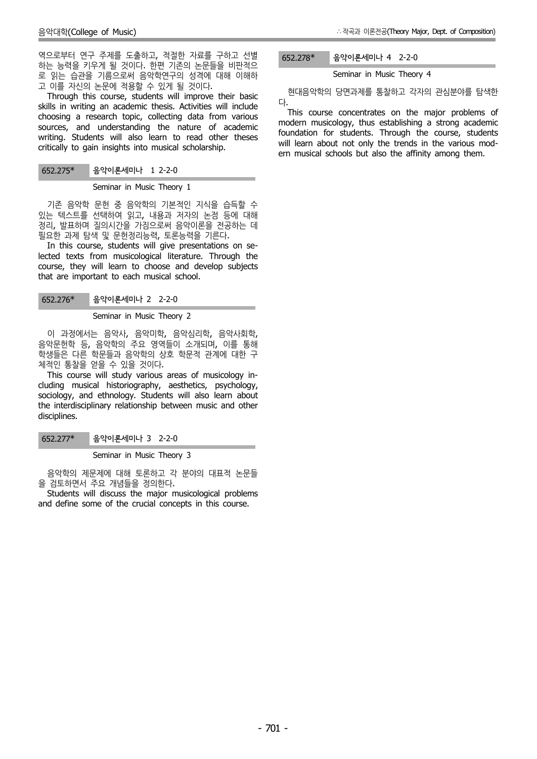역으로부터 연구 주제를 도출하고, 적절한 자료를 구하고 선별하는 능력을 키우게 될 것이다. 한편 기존의 논문들을 비판적으로 읽는 습관을 기름으로써 음악학연구의 성격에 대해 이해하고 이를 자신의 논문에 적용할 수 있게 될 것이다.

Through this course, students will improve their basic skills in writing an academic thesis. Activities will include choosing a research topic, collecting data from various sources, and understanding the nature of academic writing. Students will also learn to read other theses critically to gain insights into musical scholarship.

### 652.275* 음악이론세미나 1 2-2-0

Seminar in Music Theory 1

기존 음악학 문헌 중 음악학의 기본적인 지식을 습득할 수 있는 텍스트를 선택하여 읽고, 내용과 저자의 논점 등에 대해 정리, 발표하며 질의시간을 가짐으로써 음악이론을 전공하는 데 필요한 과제 탐색 및 문헌정리능력, 토론능력을 기른다.

In this course, students will give presentations on selected texts from musicological literature. Through the course, they will learn to choose and develop subjects that are important to each musical school.

### 652.276* 음악이론세미나 2 2-2-0

Seminar in Music Theory 2

이 과정에서는 음악사, 음악미학, 음악심리학, 음악사회학, 음악문헌학 등, 음악학의 주요 영역들이 소개되며, 이를 통해 학생들은 다른 학문들과 음악학의 상호 학문적 관계에 대한 구체적인 통찰을 얻을 수 있을 것이다.

This course will study various areas of musicology including musical historiography, aesthetics, psychology, sociology, and ethnology. Students will also learn about the interdisciplinary relationship between music and other disciplines.

### 652.277* 음악이론세미나 3 2-2-0

Seminar in Music Theory 3

음악학의 제문제에 대해 토론하고 각 분야의 대표적 논문들을 검토하면서 주요 개념들을 정의한다.

Students will discuss the major musicological problems and define some of the crucial concepts in this course.

### 652.278* 음악이론세미나 4 2-2-0

Seminar in Music Theory 4

현대음악학의 당면과제를 통찰하고 각자의 관심분야를 탐색한다.

This course concentrates on the major problems of modern musicology, thus establishing a strong academic foundation for students. Through the course, students will learn about not only the trends in the various modern musical schools but also the affinity among them.